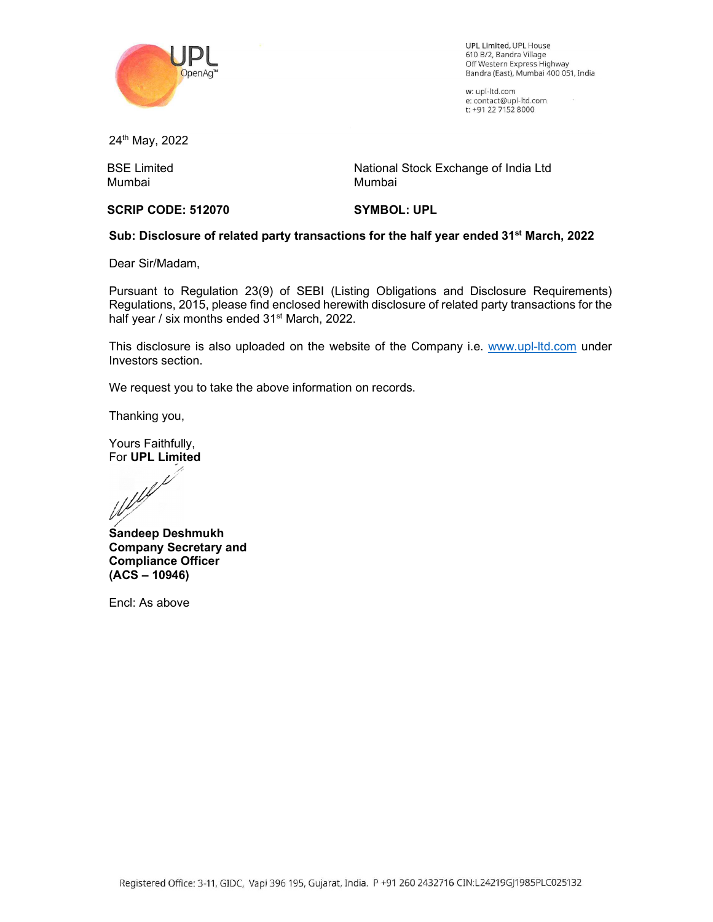UPL Limited, UPL House
610 B/2, Bandra Village
Off Western Express Highway
Bandra (East), Mumbai 400 051, India

w: upl-ltd.com
e: contact@upl-ltd.com
t: +91 22 7152 8000

24th May, 2022

| BSE Limited<br>Mumbai | National Stock Exchange of India Ltd<br>Mumbai |
|---|---|
| **SCRIP CODE: 512070** | **SYMBOL: UPL** |

**Sub: Disclosure of related party transactions for the half year ended 31st March, 2022**

Dear Sir/Madam,

Pursuant to Regulation 23(9) of SEBI (Listing Obligations and Disclosure Requirements) Regulations, 2015, please find enclosed herewith disclosure of related party transactions for the half year / six months ended 31st March, 2022.

This disclosure is also uploaded on the website of the Company i.e. www.upl-ltd.com under Investors section.

We request you to take the above information on records.

Thanking you,

Yours Faithfully,
For **UPL Limited**

**Sandeep Deshmukh**
**Company Secretary and Compliance Officer**
**(ACS – 10946)**

Encl: As above

Registered Office: 3-11, GIDC, Vapi 396 195, Gujarat, India. P +91 260 2432716 CIN:L24219GJ1985PLC025132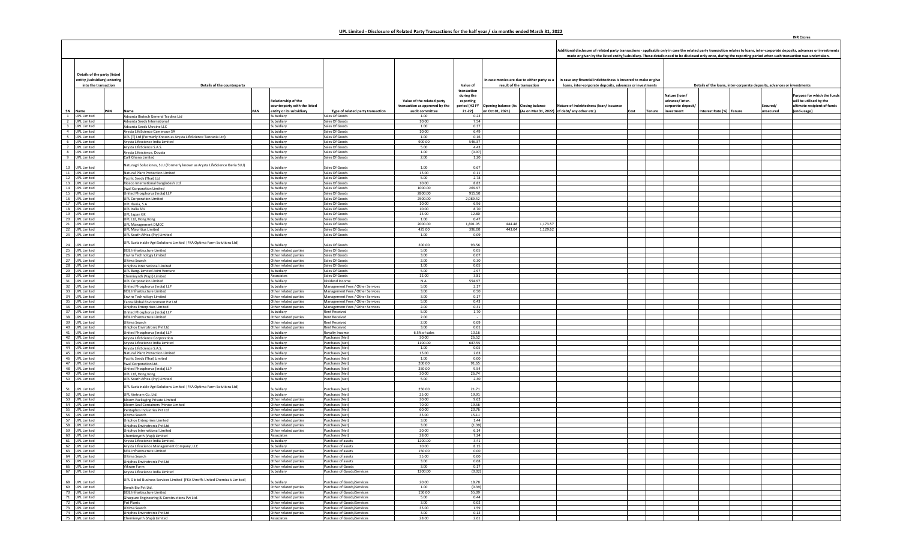## UPL Limited - Disclosure of Related Party Transactions for the half year / six months ended March 31, 2022

INR Crores

| | Details of the party (listed entity /subsidiary) entering into the transaction | | Details of the counterparty | | | | | | In case monies are due to either party as a result of the transaction | | In case any financial indebtedness is incurred to make or give loans, inter-corporate deposits, advances or investments | | | Additional disclosure of related party transactions - applicable only in case the related party transaction relates to loans, inter-corporate deposits, advances or investments made or given by the listed entity/subsidiary. These details need to be disclosed only once, during the reporting period when such transaction was undertaken. Details of the loans, inter-corporate deposits, advances or investments | | | | |
|---|---|---|---|---|---|---|---|---|---|---|---|---|---|---|---|---|---|---|
| SN | Name | PAN | Name | PAN | Relationship of the counterparty with the listed entity or its subsidiary | Type of related party transaction | Value of the related party transaction as approved by the audit committee | Value of transaction during the reporting period (H2 FY 21-22) | Opening balance (As on Oct 01, 2021) | Closing balance (As on Mar 31, 2022) | Nature of indebtedness (loan/ issuance of debt/ any other etc.) | Cost | Tenure | Nature (loan/ advance/ inter-corporate deposit/ investment | Interest Rate (%) | Tenure | Secured/ unsecured | Purpose for which the funds will be utilised by the ultimate recipient of funds (end-usage) |
| 1 | UPL Limited | | Advanta Biotech General Trading Ltd | | Subsidiary | Sales Of Goods | 1.00 | 0.23 | | | | | | | | | | |
| 2 | UPL Limited | | Advanta Seeds International | | Subsidiary | Sales Of Goods | 10.00 | 7.54 | | | | | | | | | | |
| 3 | UPL Limited | | Advanta Seeds Ukraine LLC | | Subsidiary | Sales Of Goods | 1.00 | 0.37 | | | | | | | | | | |
| 4 | UPL Limited | | Arysta LifeScience Cameroun SA | | Subsidiary | Sales Of Goods | 10.00 | 6.49 | | | | | | | | | | |
| 5 | UPL Limited | | UPL (T) Ltd (Formerly Known as Arysta LifeScience Tanzania Ltd) | | Subsidiary | Sales Of Goods | 1.00 | 0.16 | | | | | | | | | | |
| 6 | UPL Limited | | Arysta Lifescience India Limited | | Subsidiary | Sales Of Goods | 900.00 | 546.37 | | | | | | | | | | |
| 7 | UPL Limited | | Arysta LifeScience S.A.S. | | Subsidiary | Sales Of Goods | 5.00 | 4.43 | | | | | | | | | | |
| 8 | UPL Limited | | Arysta Lifescience, Douala | | Subsidiary | Sales Of Goods | 1.00 | (0.97) | | | | | | | | | | |
| 9 | UPL Limited | | Calli Ghana Limited | | Subsidiary | Sales Of Goods | 2.00 | 1.20 | | | | | | | | | | |
| 10 | UPL Limited | | Naturagri Soluciones, SLU (Formerly known as Arysta LifeScience Iberia SLU) | | Subsidiary | Sales Of Goods | 1.00 | 0.67 | | | | | | | | | | |
| 11 | UPL Limited | | Natural Plant Protection Limited | | Subsidiary | Sales Of Goods | 15.00 | 0.11 | | | | | | | | | | |
| 12 | UPL Limited | | Pacific Seeds (Thai) Ltd | | Subsidiary | Sales Of Goods | 5.00 | 2.78 | | | | | | | | | | |
| 13 | UPL Limited | | Riceco International Bangladesh Ltd | | Subsidiary | Sales Of Goods | 10.00 | 8.82 | | | | | | | | | | |
| 14 | UPL Limited | | Swal Corporation Limited | | Subsidiary | Sales Of Goods | 1000.00 | 269.97 | | | | | | | | | | |
| 15 | UPL Limited | | United Phosphorus (India) LLP | | Subsidiary | Sales Of Goods | 2800.00 | 915.50 | | | | | | | | | | |
| 16 | UPL Limited | | UPL Corporation Limited | | Subsidiary | Sales Of Goods | 2500.00 | 2,089.42 | | | | | | | | | | |
| 17 | UPL Limited | | UPL Iberia, S.A. | | Subsidiary | Sales Of Goods | 10.00 | 6.96 | | | | | | | | | | |
| 18 | UPL Limited | | UPL Italia SRL | | Subsidiary | Sales Of Goods | 10.00 | 8.70 | | | | | | | | | | |
| 19 | UPL Limited | | UPL Japan GK | | Subsidiary | Sales Of Goods | 15.00 | 12.80 | | | | | | | | | | |
| 20 | UPL Limited | | UPL Ltd, Hong Kong | | Subsidiary | Sales Of Goods | 1.00 | 0.47 | | | | | | | | | | |
| 21 | UPL Limited | | UPL Management DMCC | | Subsidiary | Sales Of Goods | 2000.00 | 1,801.05 | 444.48 | 1,173.57 | | | | | | | | |
| 22 | UPL Limited | | UPL Mauritius Limited | | Subsidiary | Sales Of Goods | 425.00 | 396.00 | 443.04 | 1,129.62 | | | | | | | | |
| 23 | UPL Limited | | UPL South Africa (Pty) Limited | | Subsidiary | Sales Of Goods | 1.00 | 0.09 | | | | | | | | | | |
| 24 | UPL Limited | | UPL Sustainable Agri Solutions Limited (FKA Optima Farm Solutions Ltd) | | Subsidiary | Sales Of Goods | 200.00 | 93.56 | | | | | | | | | | |
| 25 | UPL Limited | | BEIL Infrastructure Limited | | Other related parties | Sales Of Goods | 5.00 | 0.05 | | | | | | | | | | |
| 26 | UPL Limited | | Enviro Technology Limited | | Other related parties | Sales Of Goods | 3.00 | 0.07 | | | | | | | | | | |
| 27 | UPL Limited | | Ultima Search | | Other related parties | Sales Of Goods | 2.00 | 0.30 | | | | | | | | | | |
| 28 | UPL Limited | | Uniphos International Limited | | Other related parties | Sales Of Goods | 1.00 | 0.05 | | | | | | | | | | |
| 29 | UPL Limited | | UPL Bang. Limited Joint Venture | | Subsidiary | Sales Of Goods | 5.00 | 2.97 | | | | | | | | | | |
| 30 | UPL Limited | | Chemiesynth (Vapi) Limited | | Associates | Sales Of Goods | 12.00 | 3.81 | | | | | | | | | | |
| 31 | UPL Limited | | UPL Corporation Limited | | Subsidiary | Dividend Income | N.A. | 554.97 | | | | | | | | | | |
| 32 | UPL Limited | | United Phosphorus (India) LLP | | Subsidiary | Management Fees / Other Services | 5.00 | 2.17 | | | | | | | | | | |
| 33 | UPL Limited | | BEIL Infrastructure Limited | | Other related parties | Management Fees / Other Services | 3.00 | 0.50 | | | | | | | | | | |
| 34 | UPL Limited | | Enviro Technology Limited | | Other related parties | Management Fees / Other Services | 3.00 | 0.17 | | | | | | | | | | |
| 35 | UPL Limited | | Tatva Global Environment Pvt Ltd | | Other related parties | Management Fees / Other Services | 5.00 | 0.43 | | | | | | | | | | |
| 36 | UPL Limited | | Uniphos Enterprises Limited | | Other related parties | Management Fees / Other Services | 2.00 | 0.31 | | | | | | | | | | |
| 37 | UPL Limited | | United Phosphorus (India) LLP | | Subsidiary | Rent Received | 5.00 | 1.70 | | | | | | | | | | |
| 38 | UPL Limited | | BEIL Infrastructure Limited | | Other related parties | Rent Received | 2.00 | - | | | | | | | | | | |
| 39 | UPL Limited | | Ultima Search | | Other related parties | Rent Received | 2.00 | 0.09 | | | | | | | | | | |
| 40 | UPL Limited | | Uniphos Envirotronic Pvt Ltd | | Other related parties | Rent Received | 3.00 | 0.01 | | | | | | | | | | |
| 41 | UPL Limited | | United Phosphorus (India) LLP | | Subsidiary | Royalty Income | 6.5% of sales | 10.16 | | | | | | | | | | |
| 42 | UPL Limited | | Arysta LifeScience Corporation | | Subsidiary | Purchases (Net) | 30.00 | 26.52 | | | | | | | | | | |
| 43 | UPL Limited | | Arysta Lifescience India Limited | | Subsidiary | Purchases (Net) | 1100.00 | 687.55 | | | | | | | | | | |
| 44 | UPL Limited | | Arysta LifeScience S.A.S. | | Subsidiary | Purchases (Net) | 1.00 | 0.05 | | | | | | | | | | |
| 45 | UPL Limited | | Natural Plant Protection Limited | | Subsidiary | Purchases (Net) | 15.00 | 2.63 | | | | | | | | | | |
| 46 | UPL Limited | | Pacific Seeds (Thai) Limited | | Subsidiary | Purchases (Net) | 1.00 | 0.00 | | | | | | | | | | |
| 47 | UPL Limited | | Swal Corporation Ltd. | | Subsidiary | Purchases (Net) | 200.00 | 91.65 | | | | | | | | | | |
| 48 | UPL Limited | | United Phosphorus (India) LLP | | Subsidiary | Purchases (Net) | 250.00 | 9.54 | | | | | | | | | | |
| 49 | UPL Limited | | UPL Ltd, Hong Kong | | Subsidiary | Purchases (Net) | 30.00 | 26.74 | | | | | | | | | | |
| 50 | UPL Limited | | UPL South Africa (Pty) Limited | | Subsidiary | Purchases (Net) | 5.00 | 2.30 | | | | | | | | | | |
| 51 | UPL Limited | | UPL Sustainable Agri Solutions Limited (FKA Optima Farm Solutions Ltd) | | Subsidiary | Purchases (Net) | 250.00 | 21.71 | | | | | | | | | | |
| 52 | UPL Limited | | UPL Vietnam Co. Ltd. | | Subsidiary | Purchases (Net) | 25.00 | 19.91 | | | | | | | | | | |
| 53 | UPL Limited | | Bloom Packaging Private Limited | | Other related parties | Purchases (Net) | 30.00 | 9.62 | | | | | | | | | | |
| 54 | UPL Limited | | Bloom Seal Containers Private Limited | | Other related parties | Purchases (Net) | 70.00 | 19.56 | | | | | | | | | | |
| 55 | UPL Limited | | Pentaphos Industries Pvt Ltd | | Other related parties | Purchases (Net) | 60.00 | 20.76 | | | | | | | | | | |
| 56 | UPL Limited | | Ultima Search | | Other related parties | Purchases (Net) | 35.00 | 15.11 | | | | | | | | | | |
| 57 | UPL Limited | | Uniphos Enterprises Limited | | Other related parties | Purchases (Net) | 3.00 | 1.44 | | | | | | | | | | |
| 58 | UPL Limited | | Uniphos Envirotronic Pvt Ltd | | Other related parties | Purchases (Net) | 3.00 | (1.39) | | | | | | | | | | |
| 59 | UPL Limited | | Uniphos International Limited | | Other related parties | Purchases (Net) | 20.00 | 6.14 | | | | | | | | | | |
| 60 | UPL Limited | | Chemiesynth (Vapi) Limited | | Associates | Purchases (Net) | 28.00 | 7.24 | | | | | | | | | | |
| 61 | UPL Limited | | Arysta Lifescience India Limited. | | Subsidiary | Purchase of assets | 1200.00 | 3.41 | | | | | | | | | | |
| 62 | UPL Limited | | Arysta Lifescience Management Company, LLC | | Subsidiary | Purchase of assets | 10.00 | 8.15 | | | | | | | | | | |
| 63 | UPL Limited | | BEIL Infrastructure Limited | | Other related parties | Purchase of assets | 150.00 | 0.00 | | | | | | | | | | |
| 64 | UPL Limited | | Ultima Search | | Other related parties | Purchase of assets | 35.00 | 0.00 | | | | | | | | | | |
| 65 | UPL Limited | | Uniphos Envirotronic Pvt Ltd | | Other related parties | Purchase of assets | 3.00 | 0.68 | | | | | | | | | | |
| 66 | UPL Limited | | Vikram Farm | | Other related parties | Purchase of Goods | 3.00 | 0.17 | | | | | | | | | | |
| 67 | UPL Limited | | Arysta Lifescience India Limited | | Subsidiary | Purchase of Goods/Services | 1200.00 | (0.02) | | | | | | | | | | |
| 68 | UPL Limited | | UPL Global Business Services Limited (FKA Shroffs United Chemicals Limited) | | Subsidiary | Purchase of Goods/Services | 20.00 | 18.78 | | | | | | | | | | |
| 69 | UPL Limited | | Bench Bio Pvt Ltd. | | Other related parties | Purchase of Goods/Services | 1.00 | (0.39) | | | | | | | | | | |
| 70 | UPL Limited | | BEIL Infrastructure Limited | | Other related parties | Purchase of Goods/Services | 150.00 | 55.09 | | | | | | | | | | |
| 71 | UPL Limited | | Gharpure Engineering & Constructions Pvt Ltd. | | Other related parties | Purchase of Goods/Services | 5.00 | 0.44 | | | | | | | | | | |
| 72 | UPL Limited | | Pot Plants | | Other related parties | Purchase of Goods/Services | 3.00 | 0.02 | | | | | | | | | | |
| 73 | UPL Limited | | Ultima Search | | Other related parties | Purchase of Goods/Services | 35.00 | 1.59 | | | | | | | | | | |
| 74 | UPL Limited | | Uniphos Envirotronic Pvt Ltd | | Other related parties | Purchase of Goods/Services | 3.00 | 0.12 | | | | | | | | | | |
| 75 | UPL Limited | | Chemiesynth (Vapi) Limited | | Associates | Purchase of Goods/Services | 28.00 | 2.61 | | | | | | | | | | |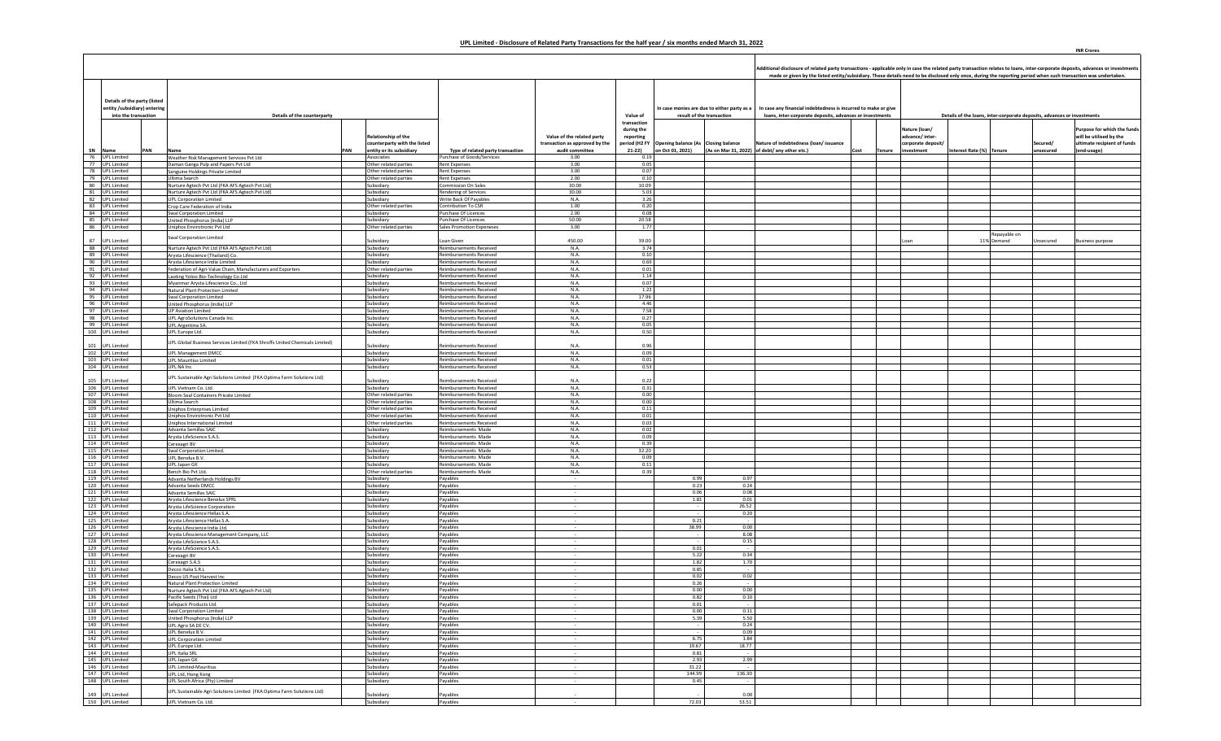## UPL Limited - Disclosure of Related Party Transactions for the half year / six months ended March 31, 2022

**INR Crores**

| SN | Details of the party (listed entity /subsidiary) entering into the transaction | | Details of the counterparty | | | | Value of the related party transaction as approved by the audit committee | Value of transaction during the reporting period (H2 FY 21-22) | In case monies are due to either party as a result of the transaction | | Additional disclosure of related party transactions - applicable only in case the related party transaction relates to loans, inter-corporate deposits, advances or investments made or given by the listed entity/subsidiary. These details need to be disclosed only once, during the reporting period when such transaction was undertaken. | | | | | | | | |
|---|---|---|---|---|---|---|---|---|---|---|---|---|---|---|---|---|---|---|---|
| | | | | | | | | | | | In case any financial indebtedness is incurred to make or give loans, inter-corporate deposits, advances or investments | | | Details of the loans, inter-corporate deposits, advances or investments | | | | | |
| | Name | PAN | Name | PAN | Relationship of the counterparty with the listed entity or its subsidiary | Type of related party transaction | | | Opening balance (As on Oct 01, 2021) | Closing balance (As on Mar 31, 2022) | Nature of indebtedness (loan/ issuance of debt/ any other etc.) | Cost | Tenure | Nature (loan/ advance/ inter-corporate deposit/ investment | Interest Rate (%) | Tenure | Secured/ unsecured | Purpose for which the funds will be utilised by the ultimate recipient of funds (end-usage) |
| 76 | UPL Limited | | Weather Risk Management Services Pvt Ltd | | Associates | Purchase of Goods/Services | 5.00 | 0.19 | | | | | | | | | | |
| 77 | UPL Limited | | Daman Ganga Pulp and Papers Pvt Ltd | | Other related parties | Rent Expenses | 3.00 | 0.05 | | | | | | | | | | |
| 78 | UPL Limited | | Sanguine Holdings Private Limited | | Other related parties | Rent Expenses | 3.00 | 0.07 | | | | | | | | | | |
| 79 | UPL Limited | | Ultima Search | | Other related parties | Rent Expenses | 2.00 | 0.10 | | | | | | | | | | |
| 80 | UPL Limited | | Nurture Agtech Pvt Ltd (FKA AFS Agtech Pvt Ltd) | | Subsidiary | Commission On Sales | 30.00 | 10.09 | | | | | | | | | | |
| 81 | UPL Limited | | Nurture Agtech Pvt Ltd (FKA AFS Agtech Pvt Ltd) | | Subsidiary | Rendering of Services | 30.00 | 5.03 | | | | | | | | | | |
| 82 | UPL Limited | | UPL Corporation Limited | | Subsidiary | Write Back Of Payables | N.A. | 3.26 | | | | | | | | | | |
| 83 | UPL Limited | | Crop Care Federation of India | | Other related parties | Contribution To CSR | 1.00 | 0.20 | | | | | | | | | | |
| 84 | UPL Limited | | Swal Corporation Limited | | Subsidiary | Purchase Of Licences | 2.00 | 0.08 | | | | | | | | | | |
| 85 | UPL Limited | | United Phosphorus (India) LLP | | Subsidiary | Purchase Of Licences | 50.00 | 20.58 | | | | | | | | | | |
| 86 | UPL Limited | | Uniphos Envirotronic Pvt Ltd | | Other related parties | Sales Promotion Expeneses | 3.00 | 1.77 | | | | | | | | | | |
| 87 | UPL Limited | | Swal Corporation Limited | | Subsidiary | Loan Given | 450.00 | 39.00 | | | | | | Loan | 11% | Repayable on Demand | Unsecured | Business purpose |
| 88 | UPL Limited | | Nurture Agtech Pvt Ltd (FKA AFS Agtech Pvt Ltd) | | Subsidiary | Reimbursements Received | N.A. | 3.74 | | | | | | | | | | |
| 89 | UPL Limited | | Arysta Lifescience (Thailand) Co. | | Subsidiary | Reimbursements Received | N.A. | 0.10 | | | | | | | | | | |
| 90 | UPL Limited | | Arysta Lifescience India Limited | | Subsidiary | Reimbursements Received | N.A. | 0.69 | | | | | | | | | | |
| 91 | UPL Limited | | Federation of Agri-Value Chain, Manufacturers and Exporters | | Other related parties | Reimbursements Received | N.A. | 0.01 | | | | | | | | | | |
| 92 | UPL Limited | | Laoting Yoloo Bio-Technology Co Ltd | | Subsidiary | Reimbursements Received | N.A. | 1.14 | | | | | | | | | | |
| 93 | UPL Limited | | Myanmar Arysta Lifescience Co., Ltd | | Subsidiary | Reimbursements Received | N.A. | 0.07 | | | | | | | | | | |
| 94 | UPL Limited | | Natural Plant Protection Limited | | Subsidiary | Reimbursements Received | N.A. | 1.22 | | | | | | | | | | |
| 95 | UPL Limited | | Swal Corporation Limited | | Subsidiary | Reimbursements Received | N.A. | 17.96 | | | | | | | | | | |
| 96 | UPL Limited | | United Phosphorus (India) LLP | | Subsidiary | Reimbursements Received | N.A. | 4.46 | | | | | | | | | | |
| 97 | UPL Limited | | UP Aviation Limited | | Subsidiary | Reimbursements Received | N.A. | 7.58 | | | | | | | | | | |
| 98 | UPL Limited | | UPL AgroSolutions Canada Inc. | | Subsidiary | Reimbursements Received | N.A. | 0.27 | | | | | | | | | | |
| 99 | UPL Limited | | UPL Argentina SA. | | Subsidiary | Reimbursements Received | N.A. | 0.05 | | | | | | | | | | |
| 100 | UPL Limited | | UPL Europe Ltd. | | Subsidiary | Reimbursements Received | N.A. | 0.50 | | | | | | | | | | |
| 101 | UPL Limited | | UPL Global Business Services Limited (FKA Shroffs United Chemicals Limited) | | Subsidiary | Reimbursements Received | N.A. | 0.96 | | | | | | | | | | |
| 102 | UPL Limited | | UPL Management DMCC | | Subsidiary | Reimbursements Received | N.A. | 0.09 | | | | | | | | | | |
| 103 | UPL Limited | | UPL Mauritius Limited | | Subsidiary | Reimbursements Received | N.A. | 0.01 | | | | | | | | | | |
| 104 | UPL Limited | | UPL NA Inc | | Subsidiary | Reimbursements Received | N.A. | 0.53 | | | | | | | | | | |
| 105 | UPL Limited | | UPL Sustainable Agri Solutions Limited (FKA Optima Farm Solutions Ltd) | | Subsidiary | Reimbursements Received | N.A. | 0.22 | | | | | | | | | | |
| 106 | UPL Limited | | UPL Vietnam Co. Ltd. | | Subsidiary | Reimbursements Received | N.A. | 0.31 | | | | | | | | | | |
| 107 | UPL Limited | | Bloom Seal Containers Private Limited | | Other related parties | Reimbursements Received | N.A. | 0.00 | | | | | | | | | | |
| 108 | UPL Limited | | Ultima Search | | Other related parties | Reimbursements Received | N.A. | 0.00 | | | | | | | | | | |
| 109 | UPL Limited | | Uniphos Enterprises Limited | | Other related parties | Reimbursements Received | N.A. | 0.11 | | | | | | | | | | |
| 110 | UPL Limited | | Uniphos Envirotronic Pvt Ltd | | Other related parties | Reimbursements Received | N.A. | 0.01 | | | | | | | | | | |
| 111 | UPL Limited | | Uniphos International Limited | | Other related parties | Reimbursements Received | N.A. | 0.03 | | | | | | | | | | |
| 112 | UPL Limited | | Advanta Semillas SAIC | | Subsidiary | Reimbursements Made | N.A. | 0.02 | | | | | | | | | | |
| 113 | UPL Limited | | Arysta LifeScience S.A.S. | | Subsidiary | Reimbursements Made | N.A. | 0.09 | | | | | | | | | | |
| 114 | UPL Limited | | Cerexagri BV | | Subsidiary | Reimbursements Made | N.A. | 0.39 | | | | | | | | | | |
| 115 | UPL Limited | | Swal Corporation Limited | | Subsidiary | Reimbursements Made | N.A. | 32.20 | | | | | | | | | | |
| 116 | UPL Limited | | UPL Benelux B.V. | | Subsidiary | Reimbursements Made | N.A. | 0.09 | | | | | | | | | | |
| 117 | UPL Limited | | UPL Japan GK | | Subsidiary | Reimbursements Made | N.A. | 0.11 | | | | | | | | | | |
| 118 | UPL Limited | | Bench Bio Pvt Ltd. | | Other related parties | Reimbursements Made | N.A. | 0.39 | | | | | | | | | | |
| 119 | UPL Limited | | Advanta Netherlands Holdings BV | | Subsidiary | Payables | - | | 0.99 | 0.97 | | | | | | | | |
| 120 | UPL Limited | | Advanta Seeds DMCC | | Subsidiary | Payables | - | | 0.23 | 0.24 | | | | | | | | |
| 121 | UPL Limited | | Advanta Semillas SAIC | | Subsidiary | Payables | - | | 0.06 | 0.08 | | | | | | | | |
| 122 | UPL Limited | | Arysta Lifescience Benelux SPRL | | Subsidiary | Payables | - | | 1.81 | 0.01 | | | | | | | | |
| 123 | UPL Limited | | Arysta LifeScience Corporation | | Subsidiary | Payables | - | | - | 26.52 | | | | | | | | |
| 124 | UPL Limited | | Arysta Lifescience Hellas S.A. | | Subsidiary | Payables | - | | - | 0.20 | | | | | | | | |
| 125 | UPL Limited | | Arysta Lifescience Hellas S.A. | | Subsidiary | Payables | - | | 0.21 | - | | | | | | | | |
| 126 | UPL Limited | | Arysta Lifescience India Ltd. | | Subsidiary | Payables | - | | 38.99 | 0.00 | | | | | | | | |
| 127 | UPL Limited | | Arysta Lifescience Management Company, LLC | | Subsidiary | Payables | - | | - | 8.08 | | | | | | | | |
| 128 | UPL Limited | | Arysta LifeScience S.A.S. | | Subsidiary | Payables | - | | - | 0.15 | | | | | | | | |
| 129 | UPL Limited | | Arysta LifeScience S.A.S. | | Subsidiary | Payables | - | | 0.01 | - | | | | | | | | |
| 130 | UPL Limited | | Cerexagri BV | | Subsidiary | Payables | - | | 5.22 | 0.34 | | | | | | | | |
| 131 | UPL Limited | | Cerexagri S.A.S | | Subsidiary | Payables | - | | 1.82 | 1.70 | | | | | | | | |
| 132 | UPL Limited | | Decco Italia S.R.L | | Subsidiary | Payables | - | | 0.85 | - | | | | | | | | |
| 133 | UPL Limited | | Decco US Post Harvest Inc | | Subsidiary | Payables | - | | 0.02 | 0.02 | | | | | | | | |
| 134 | UPL Limited | | Natural Plant Protection Limited | | Subsidiary | Payables | - | | 0.26 | - | | | | | | | | |
| 135 | UPL Limited | | Nurture Agtech Pvt Ltd (FKA AFS Agtech Pvt Ltd) | | Subsidiary | Payables | - | | 0.00 | 0.00 | | | | | | | | |
| 136 | UPL Limited | | Pacific Seeds (Thai) Ltd | | Subsidiary | Payables | - | | 0.82 | 0.10 | | | | | | | | |
| 137 | UPL Limited | | Safepack Products Ltd. | | Subsidiary | Payables | - | | 0.01 | - | | | | | | | | |
| 138 | UPL Limited | | Swal Corporation Limited | | Subsidiary | Payables | - | | 0.00 | 0.11 | | | | | | | | |
| 139 | UPL Limited | | United Phosphorus (India) LLP | | Subsidiary | Payables | - | | 5.39 | 5.50 | | | | | | | | |
| 140 | UPL Limited | | UPL Agro SA DE CV. | | Subsidiary | Payables | - | | - | 0.24 | | | | | | | | |
| 141 | UPL Limited | | UPL Benelux B.V. | | Subsidiary | Payables | - | | - | 0.09 | | | | | | | | |
| 142 | UPL Limited | | UPL Corporation Limited | | Subsidiary | Payables | - | | 6.75 | 1.84 | | | | | | | | |
| 143 | UPL Limited | | UPL Europe Ltd. | | Subsidiary | Payables | - | | 19.67 | 18.77 | | | | | | | | |
| 144 | UPL Limited | | UPL Italia SRL | | Subsidiary | Payables | - | | 0.81 | - | | | | | | | | |
| 145 | UPL Limited | | UPL Japan GK | | Subsidiary | Payables | - | | 2.93 | 2.99 | | | | | | | | |
| 146 | UPL Limited | | UPL Limited-Mauritius | | Subsidiary | Payables | - | | 31.22 | - | | | | | | | | |
| 147 | UPL Limited | | UPL Ltd, Hong Kong | | Subsidiary | Payables | - | | 144.99 | 136.30 | | | | | | | | |
| 148 | UPL Limited | | UPL South Africa (Pty) Limited | | Subsidiary | Payables | - | | 0.45 | - | | | | | | | | |
| 149 | UPL Limited | | UPL Sustainable Agri Solutions Limited (FKA Optima Farm Solutions Ltd) | | Subsidiary | Payables | - | | - | 0.00 | | | | | | | | |
| 150 | UPL Limited | | UPL Vietnam Co. Ltd. | | Subsidiary | Payables | - | | 72.03 | 53.51 | | | | | | | | |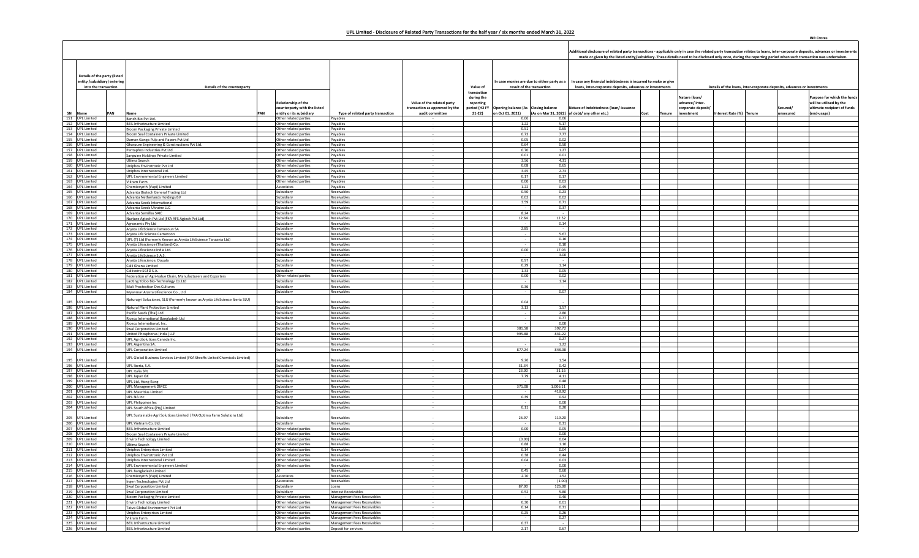## UPL Limited - Disclosure of Related Party Transactions for the half year / six months ended March 31, 2022

INR Crores

| | Details of the party (listed entity /subsidiary) entering into the transaction | | Details of the counterparty | | | | | | In case monies are due to either party as a result of the transaction | | Additional disclosure of related party transactions - applicable only in case the related party transaction relates to loans, inter-corporate deposits, advances or investments made or given by the listed entity/subsidiary. These details need to be disclosed only once, during the reporting period when such transaction was undertaken. In case any financial indebtedness is incurred to make or give loans, inter-corporate deposits, advances or investments | | | Details of the loans, inter-corporate deposits, advances or investments | | | | |
|---|---|---|---|---|---|---|---|---|---|---|---|---|---|---|---|---|---|---|
| SN | Name | PAN | Name | PAN | Relationship of the counterparty with the listed entity or its subsidiary | Type of related party transaction | Value of the related party transaction as approved by the audit committee | Value of transaction during the reporting period (H2 FY 21-22) | Opening balance (As on Oct 01, 2021) | Closing balance (As on Mar 31, 2022) | Nature of indebtedness (loan/ issuance of debt/ any other etc.) | Cost | Tenure | Nature (loan/ advance/ inter-corporate deposit/ investment | Interest Rate (%) | Tenure | Secured/ unsecured | Purpose for which the funds will be utilised by the ultimate recipient of funds (end-usage) |
| 151 | UPL Limited | | Bench Bio Pvt Ltd. | | Other related parties | Payables | - | | 0.06 | 0.06 | | | | | | | | |
| 152 | UPL Limited | | BEIL Infrastructure Limited | | Other related parties | Payables | - | | 1.22 | 5.17 | | | | | | | | |
| 153 | UPL Limited | | Bloom Packaging Private Limited | | Other related parties | Payables | - | | 0.51 | 0.65 | | | | | | | | |
| 154 | UPL Limited | | Bloom Seal Containers Private Limited | | Other related parties | Payables | - | | 0.73 | 7.77 | | | | | | | | |
| 155 | UPL Limited | | Daman Ganga Pulp and Papers Pvt Ltd | | Other related parties | Payables | - | | 0.05 | 0.02 | | | | | | | | |
| 156 | UPL Limited | | Gharpure Engineering & Constructions Pvt Ltd. | | Other related parties | Payables | - | | 0.64 | 0.50 | | | | | | | | |
| 157 | UPL Limited | | Pentaphos Industries Pvt Ltd | | Other related parties | Payables | - | | 0.70 | 1.27 | | | | | | | | |
| 158 | UPL Limited | | Sanguine Holdings Private Limited | | Other related parties | Payables | - | | 0.01 | 0.01 | | | | | | | | |
| 159 | UPL Limited | | Ultima Search | | Other related parties | Payables | - | | 3.56 | 4.31 | | | | | | | | |
| 160 | UPL Limited | | Uniphos Envirotronic Pvt Ltd | | Other related parties | Payables | - | | 0.08 | 0.65 | | | | | | | | |
| 161 | UPL Limited | | Uniphos International Ltd. | | Other related parties | Payables | - | | 3.45 | 2.73 | | | | | | | | |
| 162 | UPL Limited | | UPL Environmental Engineers Limited | | Other related parties | Payables | - | | 0.17 | 0.17 | | | | | | | | |
| 163 | UPL Limited | | Vikram Farm | | Other related parties | Payables | - | | 0.00 | 0.03 | | | | | | | | |
| 164 | UPL Limited | | Chemiesynth (Vapi) Limited | | Associates | Payables | - | | 1.22 | 0.49 | | | | | | | | |
| 165 | UPL Limited | | Advanta Biotech General Trading Ltd | | Subsidiary | Receivables | - | | 0.50 | 0.23 | | | | | | | | |
| 166 | UPL Limited | | Advanta Netherlands Holdings BV | | Subsidiary | Receivables | - | | 0.02 | 0.02 | | | | | | | | |
| 167 | UPL Limited | | Advanta Seeds International | | Subsidiary | Receivables | - | | 3.59 | 0.71 | | | | | | | | |
| 168 | UPL Limited | | Advanta Seeds Ukraine LLC | | Subsidiary | Receivables | - | | - | 0.37 | | | | | | | | |
| 169 | UPL Limited | | Advanta Semillas SAIC | | Subsidiary | Receivables | - | | 8.24 | - | | | | | | | | |
| 170 | UPL Limited | | Nurture Agtech Pvt Ltd (FKA AFS Agtech Pvt Ltd) | | Subsidiary | Receivables | - | | 12.64 | 12.52 | | | | | | | | |
| 171 | UPL Limited | | Agronamic Pty Ltd | | Subsidiary | Receivables | - | | - | 0.14 | | | | | | | | |
| 172 | UPL Limited | | Arysta LifeScience Cameroun SA | | Subsidiary | Receivables | - | | 2.85 | - | | | | | | | | |
| 173 | UPL Limited | | Arysta Life Science Cameroon | | Subsidiary | Receivables | - | | - | 5.67 | | | | | | | | |
| 174 | UPL Limited | | UPL (T) Ltd (Formerly Known as Arysta LifeScience Tanzania Ltd) | | Subsidiary | Receivables | - | | - | 0.16 | | | | | | | | |
| 175 | UPL Limited | | Arysta Lifescience (Thailand) Co. | | Subsidiary | Receivables | - | | - | 0.10 | | | | | | | | |
| 176 | UPL Limited | | Arysta Lifescience India Ltd. | | Subsidiary | Receivables | - | | 0.00 | 17.03 | | | | | | | | |
| 177 | UPL Limited | | Arysta LifeScience S.A.S. | | Subsidiary | Receivables | - | | - | 3.00 | | | | | | | | |
| 178 | UPL Limited | | Arysta Lifescience, Douala | | Subsidiary | Receivables | - | | 0.97 | - | | | | | | | | |
| 179 | UPL Limited | | Calli Ghana Limited | | Subsidiary | Receivables | - | | 0.29 | 1.14 | | | | | | | | |
| 180 | UPL Limited | | Callivoire SGFD S.A. | | Subsidiary | Receivables | - | | 1.33 | 0.05 | | | | | | | | |
| 181 | UPL Limited | | Federation of Agri-Value Chain, Manufacturers and Exporters | | Other related parties | Receivables | - | | 0.00 | 0.02 | | | | | | | | |
| 182 | UPL Limited | | Laoting Yoloo Bio-Technology Co Ltd | | Subsidiary | Receivables | - | | - | 1.14 | | | | | | | | |
| 183 | UPL Limited | | Mali Proctection Des Cultures | | Subsidiary | Receivables | - | | 0.36 | - | | | | | | | | |
| 184 | UPL Limited | | Myanmar Arysta Lifescience Co., Ltd | | Subsidiary | Receivables | - | | - | 0.07 | | | | | | | | |
| 185 | UPL Limited | | Naturagri Soluciones, SLU (Formerly known as Arysta LifeScience Iberia SLU) | | Subsidiary | Receivables | - | | 0.04 | - | | | | | | | | |
| 186 | UPL Limited | | Natural Plant Protection Limited | | Subsidiary | Receivables | - | | 3.13 | 1.57 | | | | | | | | |
| 187 | UPL Limited | | Pacific Seeds (Thai) Ltd | | Subsidiary | Receivables | - | | - | 2.80 | | | | | | | | |
| 188 | UPL Limited | | Riceco International Bangladesh Ltd | | Subsidiary | Receivables | - | | - | 0.77 | | | | | | | | |
| 189 | UPL Limited | | Riceco International, Inc. | | Subsidiary | Receivables | - | | - | 0.00 | | | | | | | | |
| 190 | UPL Limited | | Swal Corporation Limited | | Subsidiary | Receivables | - | | 381.58 | 392.72 | | | | | | | | |
| 191 | UPL Limited | | United Phosphorus (India) LLP | | Subsidiary | Receivables | - | | 995.88 | 841.22 | | | | | | | | |
| 192 | UPL Limited | | UPL AgroSolutions Canada Inc. | | Subsidiary | Receivables | - | | - | 0.27 | | | | | | | | |
| 193 | UPL Limited | | UPL Argentina SA. | | Subsidiary | Receivables | - | | - | 1.22 | | | | | | | | |
| 194 | UPL Limited | | UPL Corporation Limited | | Subsidiary | Receivables | - | | 877.24 | 848.08 | | | | | | | | |
| 195 | UPL Limited | | UPL Global Business Services Limited (FKA Shroffs United Chemicals Limited) | | Subsidiary | Receivables | - | | 9.26 | 1.54 | | | | | | | | |
| 196 | UPL Limited | | UPL Iberia, S.A. | | Subsidiary | Receivables | - | | 31.34 | 0.42 | | | | | | | | |
| 197 | UPL Limited | | UPL Italia SRL | | Subsidiary | Receivables | - | | 23.00 | 31.16 | | | | | | | | |
| 198 | UPL Limited | | UPL Japan GK | | Subsidiary | Receivables | - | | 7.79 | 4.11 | | | | | | | | |
| 199 | UPL Limited | | UPL Ltd, Hong Kong | | Subsidiary | Receivables | - | | - | 0.48 | | | | | | | | |
| 200 | UPL Limited | | UPL Management DMCC | | Subsidiary | Receivables | - | | 371.08 | 1,006.11 | | | | | | | | |
| 201 | UPL Limited | | UPL Mauritius Limited | | Subsidiary | Receivables | - | | - | 418.92 | | | | | | | | |
| 202 | UPL Limited | | UPL NA Inc | | Subsidiary | Receivables | - | | 0.39 | 0.92 | | | | | | | | |
| 203 | UPL Limited | | UPL Philippines Inc | | Subsidiary | Receivables | - | | - | 0.00 | | | | | | | | |
| 204 | UPL Limited | | UPL South Africa (Pty) Limited | | Subsidiary | Receivables | - | | 0.11 | 0.20 | | | | | | | | |
| 205 | UPL Limited | | UPL Sustainable Agri Solutions Limited (FKA Optima Farm Solutions Ltd) | | Subsidiary | Receivables | - | | 26.97 | 119.20 | | | | | | | | |
| 206 | UPL Limited | | UPL Vietnam Co. Ltd. | | Subsidiary | Receivables | - | | - | 0.31 | | | | | | | | |
| 207 | UPL Limited | | BEIL Infrastructure Limited | | Other related parties | Receivables | - | | 0.00 | 0.05 | | | | | | | | |
| 208 | UPL Limited | | Bloom Seal Containers Private Limited | | Other related parties | Receivables | - | | - | 0.00 | | | | | | | | |
| 209 | UPL Limited | | Enviro Technology Limited | | Other related parties | Receivables | - | | (0.00) | 0.04 | | | | | | | | |
| 210 | UPL Limited | | Ultima Search | | Other related parties | Receivables | - | | 0.88 | 1.10 | | | | | | | | |
| 211 | UPL Limited | | Uniphos Enterprises Limited | | Other related parties | Receivables | - | | 0.14 | 0.04 | | | | | | | | |
| 212 | UPL Limited | | Uniphos Envirotronic Pvt Ltd | | Other related parties | Receivables | - | | 0.38 | 0.44 | | | | | | | | |
| 213 | UPL Limited | | Uniphos International Limited | | Other related parties | Receivables | - | | 0.04 | 0.03 | | | | | | | | |
| 214 | UPL Limited | | UPL Environmental Engineers Limited | | Other related parties | Receivables | - | | - | 0.00 | | | | | | | | |
| 215 | UPL Limited | | UPL Bangladesh Limited | | JV | Receivables | - | | 0.45 | 0.60 | | | | | | | | |
| 216 | UPL Limited | | Chemiesynth (Vapi) Limited | | Associates | Receivables | - | | 2.70 | 1.52 | | | | | | | | |
| 217 | UPL Limited | | Ingen Technologies Pvt Ltd | | Associates | Receivables | - | | - | (1.00) | | | | | | | | |
| 218 | UPL Limited | | Swal Corporation Limited | | Subsidiary | Loans | - | | 87.00 | 126.00 | | | | | | | | |
| 219 | UPL Limited | | Swal Corporation Limited | | Subsidiary | Interest Receivables | - | | 0.52 | 5.80 | | | | | | | | |
| 220 | UPL Limited | | Bloom Packaging Private Limited | | Other related parties | Management Fees Receivables | - | | - | 0.40 | | | | | | | | |
| 221 | UPL Limited | | Enviro Technology Limited | | Other related parties | Management Fees Receivables | - | | 0.30 | 0.01 | | | | | | | | |
| 222 | UPL Limited | | Tatva Global Environment Pvt Ltd | | Other related parties | Management Fees Receivables | - | | 0.14 | 0.31 | | | | | | | | |
| 223 | UPL Limited | | Uniphos Enterprises Limited | | Other related parties | Management Fees Receivables | - | | 0.25 | 0.26 | | | | | | | | |
| 224 | UPL Limited | | Vikram Farm | | Other related parties | Management Fees Receivables | - | | - | 0.27 | | | | | | | | |
| 225 | UPL Limited | | BEIL Infrastructure Limited | | Other related parties | Management Fees Receivables | - | | 0.37 | - | | | | | | | | |
| 226 | UPL Limited | | BEIL Infrastructure Limited | | Other related parties | Deposit for services | - | | 2.17 | 0.67 | | | | | | | | |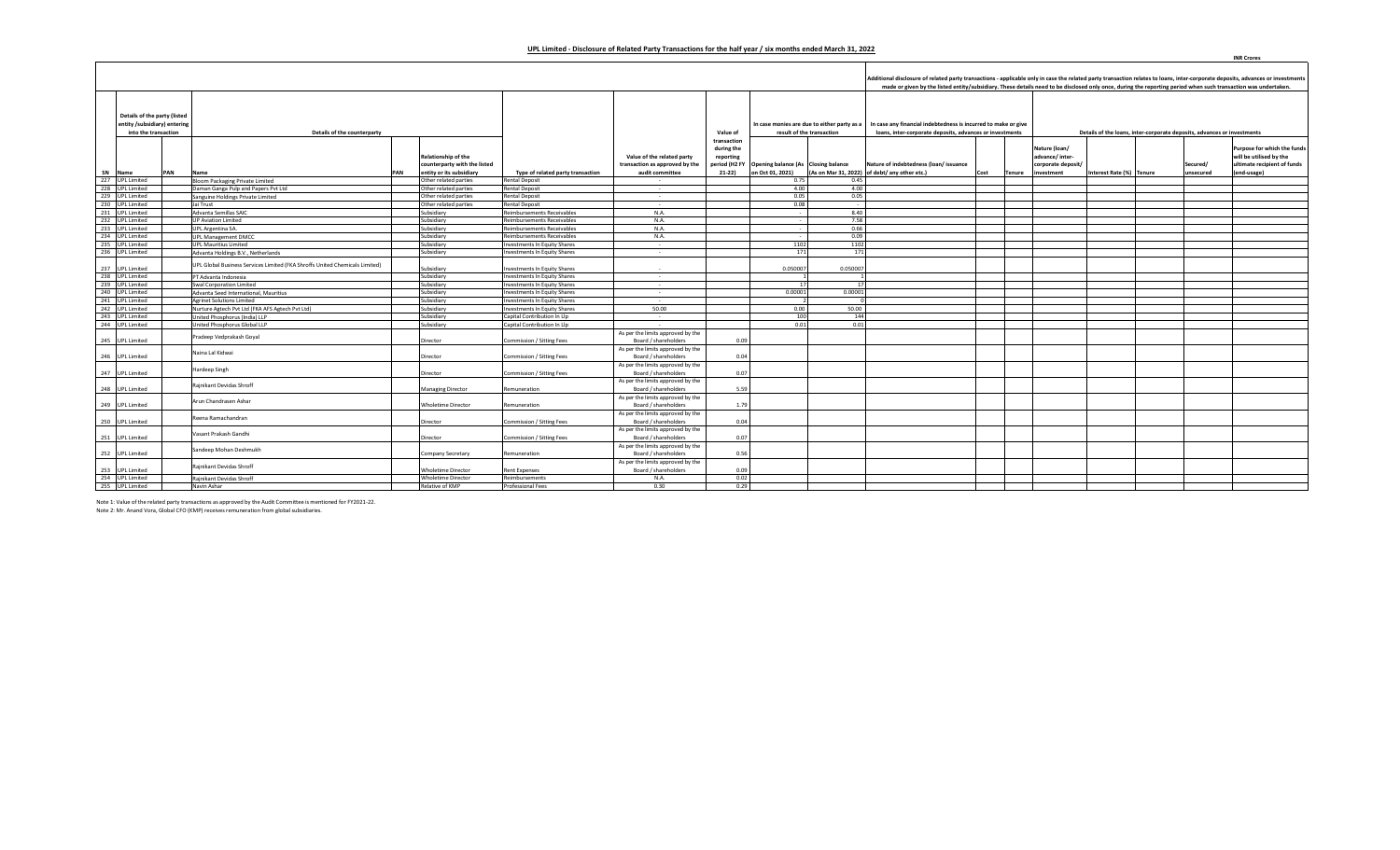# UPL Limited - Disclosure of Related Party Transactions for the half year / six months ended March 31, 2022

INR Crores

| Details of the party (listed entity /subsidiary) entering into the transaction | | Details of the counterparty | | | | | | In case monies are due to either party as a result of the transaction | | Additional disclosure of related party transactions - applicable only in case the related party transaction relates to loans, inter-corporate deposits, advances or investments made or given by the listed entity/subsidiary. These details need to be disclosed only once, during the reporting period when such transaction was undertaken. In case any financial indebtedness is incurred to make or give loans, inter-corporate deposits, advances or investments | | | Details of the loans, inter-corporate deposits, advances or investments | | | | |
|---|---|---|---|---|---|---|---|---|---|---|---|---|---|---|---|---|---|
| SN Name | PAN | Name | PAN | Relationship of the counterparty with the listed entity or its subsidiary | Type of related party transaction | Value of the related party transaction as approved by the audit committee | Value of transaction during the reporting period (H2 FY 21-22) | Opening balance (As on Oct 01, 2021) | Closing balance (As on Mar 31, 2022) | Nature of indebtedness (loan/ issuance of debt/ any other etc.) | Cost | Tenure | Nature (loan/ advance/ inter-corporate deposit/ investment | Interest Rate (%) | Tenure | Secured/ unsecured | Purpose for which the funds will be utilised by the ultimate recipient of funds (end-usage) |
| 227 UPL Limited | | Bloom Packaging Private Limited | | Other related parties | Rental Deposit | - | | 0.75 | 0.45 | | | | | | | | |
| 228 UPL Limited | | Daman Ganga Pulp and Papers Pvt Ltd | | Other related parties | Rental Deposit | - | | 4.00 | 4.00 | | | | | | | | |
| 229 UPL Limited | | Sanguine Holdings Private Limited | | Other related parties | Rental Deposit | - | | 0.05 | 0.05 | | | | | | | | |
| 230 UPL Limited | | Jai Trust | | Other related parties | Rental Deposit | - | | 0.08 | - | | | | | | | | |
| 231 UPL Limited | | Advanta Semillas SAIC | | Subsidiary | Reimbursements Receivables | N.A. | | - | 8.40 | | | | | | | | |
| 232 UPL Limited | | UP Aviation Limited | | Subsidiary | Reimbursements Receivables | N.A. | | - | 7.58 | | | | | | | | |
| 233 UPL Limited | | UPL Argentina SA. | | Subsidiary | Reimbursements Receivables | N.A. | | - | 0.66 | | | | | | | | |
| 234 UPL Limited | | UPL Management DMCC | | Subsidiary | Reimbursements Receivables | N.A. | | - | 0.09 | | | | | | | | |
| 235 UPL Limited | | UPL Mauritius Limited | | Subsidiary | Investments In Equity Shares | - | | 1102 | 1102 | | | | | | | | |
| 236 UPL Limited | | Advanta Holdings B.V., Netherlands | | Subsidiary | Investments In Equity Shares | - | | 171 | 171 | | | | | | | | |
| 237 UPL Limited | | UPL Global Business Services Limited (FKA Shroffs United Chemicals Limited) | | Subsidiary | Investments In Equity Shares | - | | 0.050007 | 0.050007 | | | | | | | | |
| 238 UPL Limited | | PT Advanta Indonesia | | Subsidiary | Investments In Equity Shares | - | | 1 | 1 | | | | | | | | |
| 239 UPL Limited | | Swal Corporation Limited | | Subsidiary | Investments In Equity Shares | - | | 17 | 17 | | | | | | | | |
| 240 UPL Limited | | Advanta Seed International, Mauritius | | Subsidiary | Investments In Equity Shares | - | | 0.00001 | 0.00001 | | | | | | | | |
| 241 UPL Limited | | Agrinet Solutions Limited | | Subsidiary | Investments In Equity Shares | - | | 2 | 0 | | | | | | | | |
| 242 UPL Limited | | Nurture Agtech Pvt Ltd (FKA AFS Agtech Pvt Ltd) | | Subsidiary | Investments In Equity Shares | 50.00 | | 0.00 | 50.00 | | | | | | | | |
| 243 UPL Limited | | United Phosphorus (India) LLP | | Subsidiary | Capital Contribution In Llp | - | | 100 | 144 | | | | | | | | |
| 244 UPL Limited | | United Phosphorus Global LLP | | Subsidiary | Capital Contribution In Llp | - | | 0.01 | 0.01 | | | | | | | | |
| 245 UPL Limited | | Pradeep Vedprakash Goyal | | Director | Commission / Sitting Fees | As per the limits approved by the Board / shareholders | 0.09 | | | | | | | | | | |
| 246 UPL Limited | | Naina Lal Kidwai | | Director | Commission / Sitting Fees | As per the limits approved by the Board / shareholders | 0.04 | | | | | | | | | | |
| 247 UPL Limited | | Hardeep Singh | | Director | Commission / Sitting Fees | As per the limits approved by the Board / shareholders | 0.07 | | | | | | | | | | |
| 248 UPL Limited | | Rajnikant Devidas Shroff | | Managing Director | Remuneration | As per the limits approved by the Board / shareholders | 5.59 | | | | | | | | | | |
| 249 UPL Limited | | Arun Chandrasen Ashar | | Wholetime Director | Remuneration | As per the limits approved by the Board / shareholders | 1.79 | | | | | | | | | | |
| 250 UPL Limited | | Reena Ramachandran | | Director | Commission / Sitting Fees | As per the limits approved by the Board / shareholders | 0.04 | | | | | | | | | | |
| 251 UPL Limited | | Vasant Prakash Gandhi | | Director | Commission / Sitting Fees | As per the limits approved by the Board / shareholders | 0.07 | | | | | | | | | | |
| 252 UPL Limited | | Sandeep Mohan Deshmukh | | Company Secretary | Remuneration | As per the limits approved by the Board / shareholders | 0.56 | | | | | | | | | | |
| 253 UPL Limited | | Rajnikant Devidas Shroff | | Wholetime Director | Rent Expenses | As per the limits approved by the Board / shareholders | 0.09 | | | | | | | | | | |
| 254 UPL Limited | | Rajnikant Devidas Shroff | | Wholetime Director | Reimbursements | N.A. | 0.02 | | | | | | | | | | |
| 255 UPL Limited | | Navin Ashar | | Relative of KMP | Professional Fees | 0.30 | 0.29 | | | | | | | | | | |

Note 1: Value of the related party transactions as approved by the Audit Committee is mentioned for FY2021-22.

Note 2: Mr. Anand Vora, Global CFO (KMP) receives remuneration from global subsidiaries.